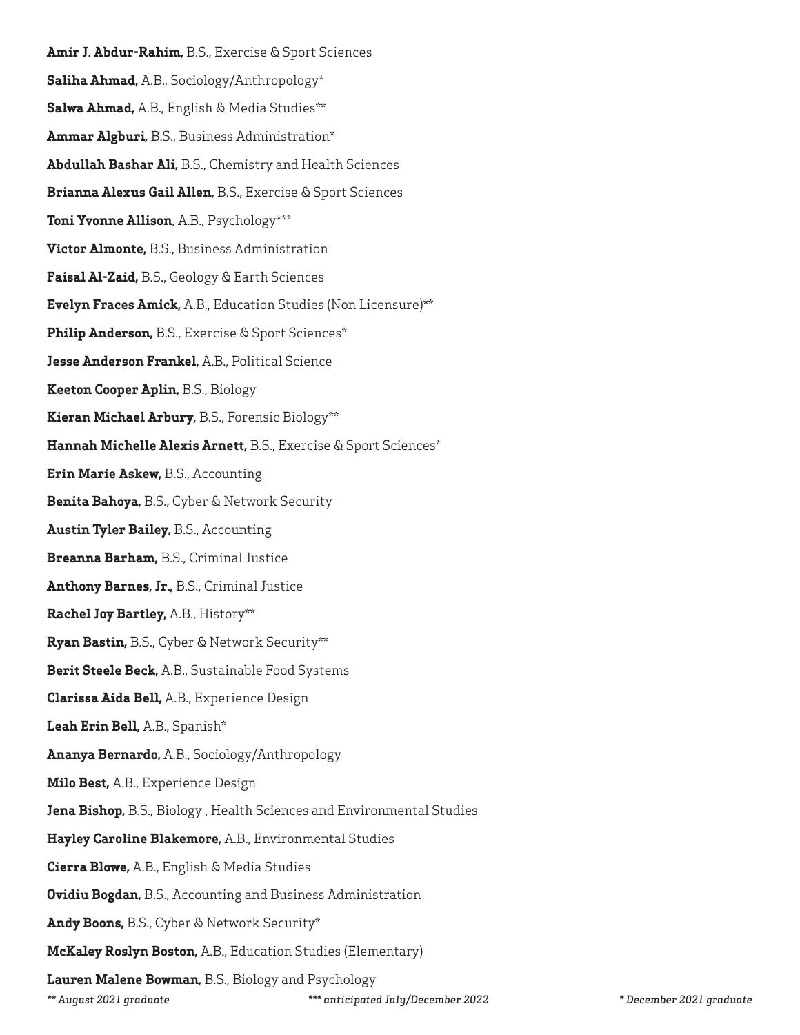**Amir J. Abdur-Rahim,** B.S., Exercise & Sport Sciences

**Saliha Ahmad,** A.B., Sociology/Anthropology*

**Salwa Ahmad,** A.B., English & Media Studies**

**Ammar Algburi,** B.S., Business Administration*

**Abdullah Bashar Ali,** B.S., Chemistry and Health Sciences

**Brianna Alexus Gail Allen,** B.S., Exercise & Sport Sciences

**Toni Yvonne Allison**, A.B., Psychology***

**Victor Almonte,** B.S., Business Administration

**Faisal Al-Zaid,** B.S., Geology & Earth Sciences

**Evelyn Fraces Amick,** A.B., Education Studies (Non Licensure)**

**Philip Anderson,** B.S., Exercise & Sport Sciences*

**Jesse Anderson Frankel,** A.B., Political Science

**Keeton Cooper Aplin,** B.S., Biology

**Kieran Michael Arbury,** B.S., Forensic Biology**

**Hannah Michelle Alexis Arnett,** B.S., Exercise & Sport Sciences*

**Erin Marie Askew,** B.S., Accounting

**Benita Bahoya,** B.S., Cyber & Network Security

**Austin Tyler Bailey,** B.S., Accounting

**Breanna Barham,** B.S., Criminal Justice

**Anthony Barnes, Jr.,** B.S., Criminal Justice

**Rachel Joy Bartley,** A.B., History**

**Ryan Bastin,** B.S., Cyber & Network Security**

**Berit Steele Beck,** A.B., Sustainable Food Systems

**Clarissa Aida Bell,** A.B., Experience Design

**Leah Erin Bell,** A.B., Spanish*

**Ananya Bernardo,** A.B., Sociology/Anthropology

**Milo Best,** A.B., Experience Design

**Jena Bishop,** B.S., Biology , Health Sciences and Environmental Studies

**Hayley Caroline Blakemore,** A.B., Environmental Studies

**Cierra Blowe,** A.B., English & Media Studies

**Ovidiu Bogdan,** B.S., Accounting and Business Administration

**Andy Boons,** B.S., Cyber & Network Security*

**McKaley Roslyn Boston,** A.B., Education Studies (Elementary)

**Lauren Malene Bowman,** B.S., Biology and Psychology

*** August 2021 graduate*  *\*\*\* anticipated July/December 2022*  ** December 2021 graduate*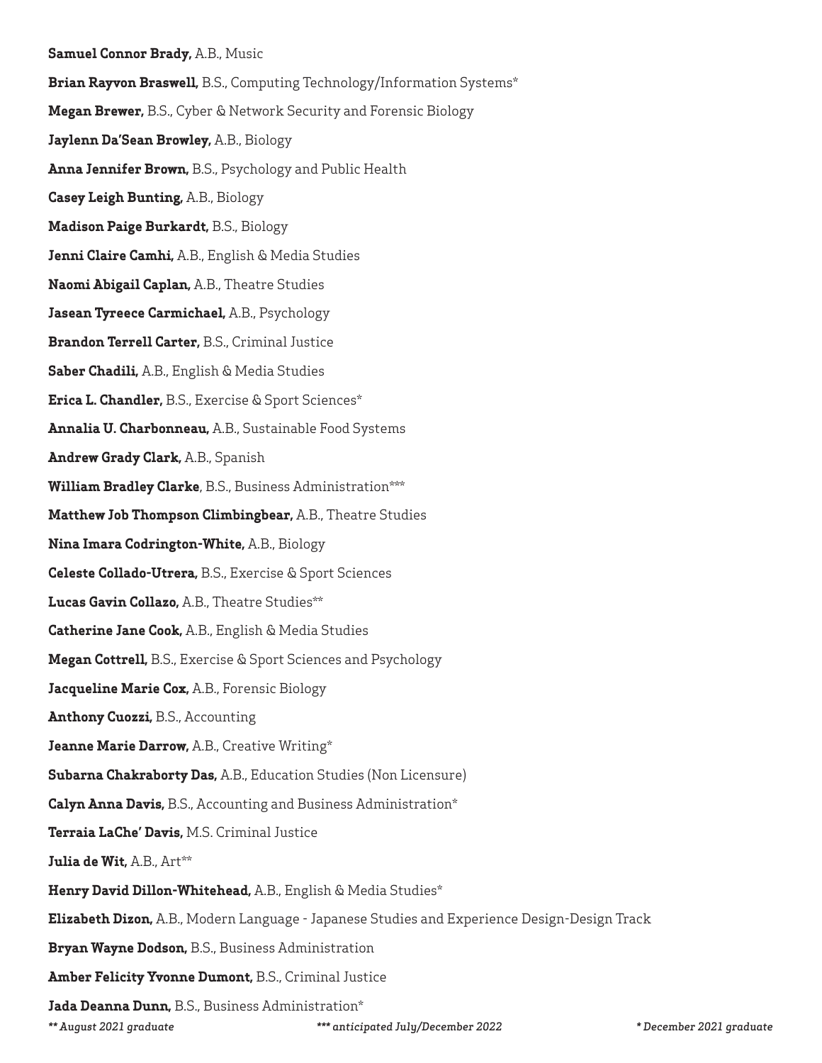**Samuel Connor Brady,** A.B., Music

**Brian Rayvon Braswell,** B.S., Computing Technology/Information Systems*

**Megan Brewer,** B.S., Cyber & Network Security and Forensic Biology

**Jaylenn Da'Sean Browley,** A.B., Biology

**Anna Jennifer Brown,** B.S., Psychology and Public Health

**Casey Leigh Bunting,** A.B., Biology

**Madison Paige Burkardt,** B.S., Biology

**Jenni Claire Camhi,** A.B., English & Media Studies

**Naomi Abigail Caplan,** A.B., Theatre Studies

**Jasean Tyreece Carmichael,** A.B., Psychology

**Brandon Terrell Carter,** B.S., Criminal Justice

**Saber Chadili,** A.B., English & Media Studies

**Erica L. Chandler,** B.S., Exercise & Sport Sciences*

**Annalia U. Charbonneau,** A.B., Sustainable Food Systems

**Andrew Grady Clark,** A.B., Spanish

**William Bradley Clarke**, B.S., Business Administration***

**Matthew Job Thompson Climbingbear,** A.B., Theatre Studies

**Nina Imara Codrington-White,** A.B., Biology

**Celeste Collado-Utrera,** B.S., Exercise & Sport Sciences

**Lucas Gavin Collazo,** A.B., Theatre Studies**

**Catherine Jane Cook,** A.B., English & Media Studies

**Megan Cottrell,** B.S., Exercise & Sport Sciences and Psychology

**Jacqueline Marie Cox,** A.B., Forensic Biology

**Anthony Cuozzi,** B.S., Accounting

**Jeanne Marie Darrow,** A.B., Creative Writing*

**Subarna Chakraborty Das,** A.B., Education Studies (Non Licensure)

**Calyn Anna Davis,** B.S., Accounting and Business Administration*

**Terraia LaChe' Davis,** M.S. Criminal Justice

**Julia de Wit,** A.B., Art**

**Henry David Dillon-Whitehead,** A.B., English & Media Studies*

**Elizabeth Dizon,** A.B., Modern Language - Japanese Studies and Experience Design-Design Track

**Bryan Wayne Dodson,** B.S., Business Administration

**Amber Felicity Yvonne Dumont,** B.S., Criminal Justice

**Jada Deanna Dunn,** B.S., Business Administration*

*** August 2021 graduate*  *\*\*\* anticipated July/December 2022*  ** December 2021 graduate*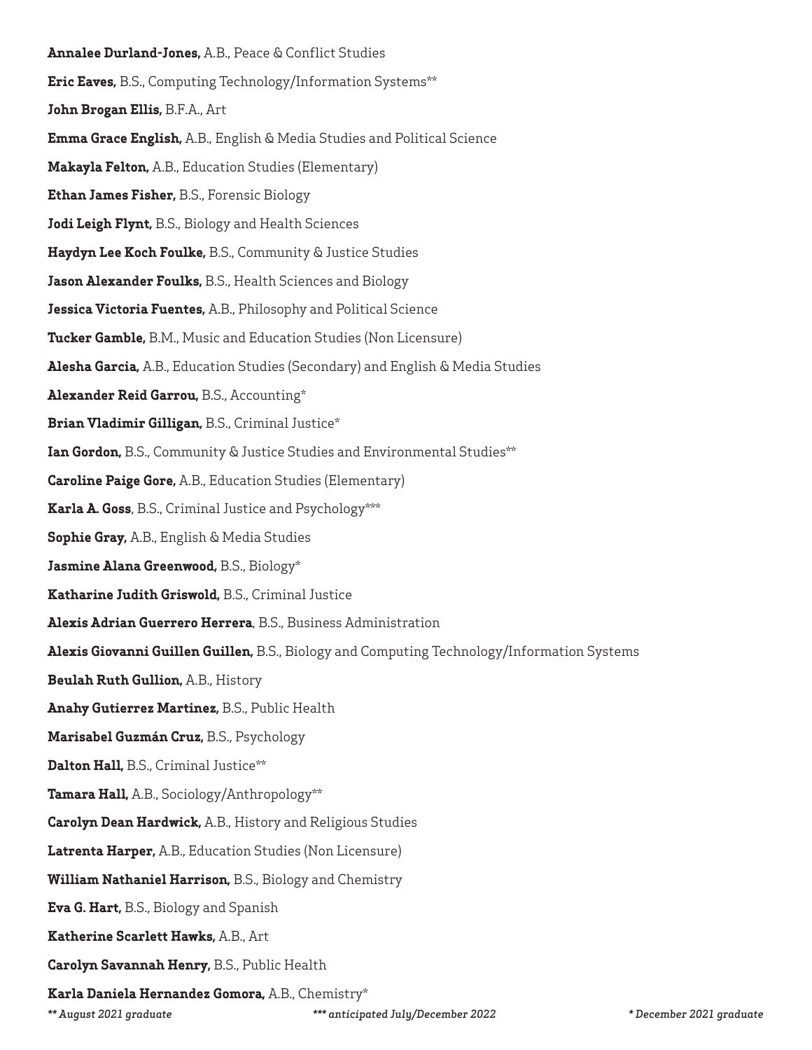**Annalee Durland-Jones,** A.B., Peace & Conflict Studies

**Eric Eaves,** B.S., Computing Technology/Information Systems**

**John Brogan Ellis,** B.F.A., Art

**Emma Grace English,** A.B., English & Media Studies and Political Science

**Makayla Felton,** A.B., Education Studies (Elementary)

**Ethan James Fisher,** B.S., Forensic Biology

**Jodi Leigh Flynt,** B.S., Biology and Health Sciences

**Haydyn Lee Koch Foulke,** B.S., Community & Justice Studies

**Jason Alexander Foulks,** B.S., Health Sciences and Biology

**Jessica Victoria Fuentes,** A.B., Philosophy and Political Science

**Tucker Gamble,** B.M., Music and Education Studies (Non Licensure)

**Alesha Garcia,** A.B., Education Studies (Secondary) and English & Media Studies

**Alexander Reid Garrou,** B.S., Accounting*

**Brian Vladimir Gilligan,** B.S., Criminal Justice*

**Ian Gordon,** B.S., Community & Justice Studies and Environmental Studies**

**Caroline Paige Gore,** A.B., Education Studies (Elementary)

**Karla A. Goss**, B.S., Criminal Justice and Psychology***

**Sophie Gray,** A.B., English & Media Studies

**Jasmine Alana Greenwood,** B.S., Biology*

**Katharine Judith Griswold,** B.S., Criminal Justice

**Alexis Adrian Guerrero Herrera**, B.S., Business Administration

**Alexis Giovanni Guillen Guillen,** B.S., Biology and Computing Technology/Information Systems

**Beulah Ruth Gullion,** A.B., History

**Anahy Gutierrez Martinez,** B.S., Public Health

**Marisabel Guzmán Cruz,** B.S., Psychology

**Dalton Hall,** B.S., Criminal Justice**

**Tamara Hall,** A.B., Sociology/Anthropology**

**Carolyn Dean Hardwick,** A.B., History and Religious Studies

**Latrenta Harper,** A.B., Education Studies (Non Licensure)

**William Nathaniel Harrison,** B.S., Biology and Chemistry

**Eva G. Hart,** B.S., Biology and Spanish

**Katherine Scarlett Hawks,** A.B., Art

**Carolyn Savannah Henry,** B.S., Public Health

**Karla Daniela Hernandez Gomora,** A.B., Chemistry*

*** August 2021 graduate*** | ***** anticipated July/December 2022*** | *** December 2021 graduate***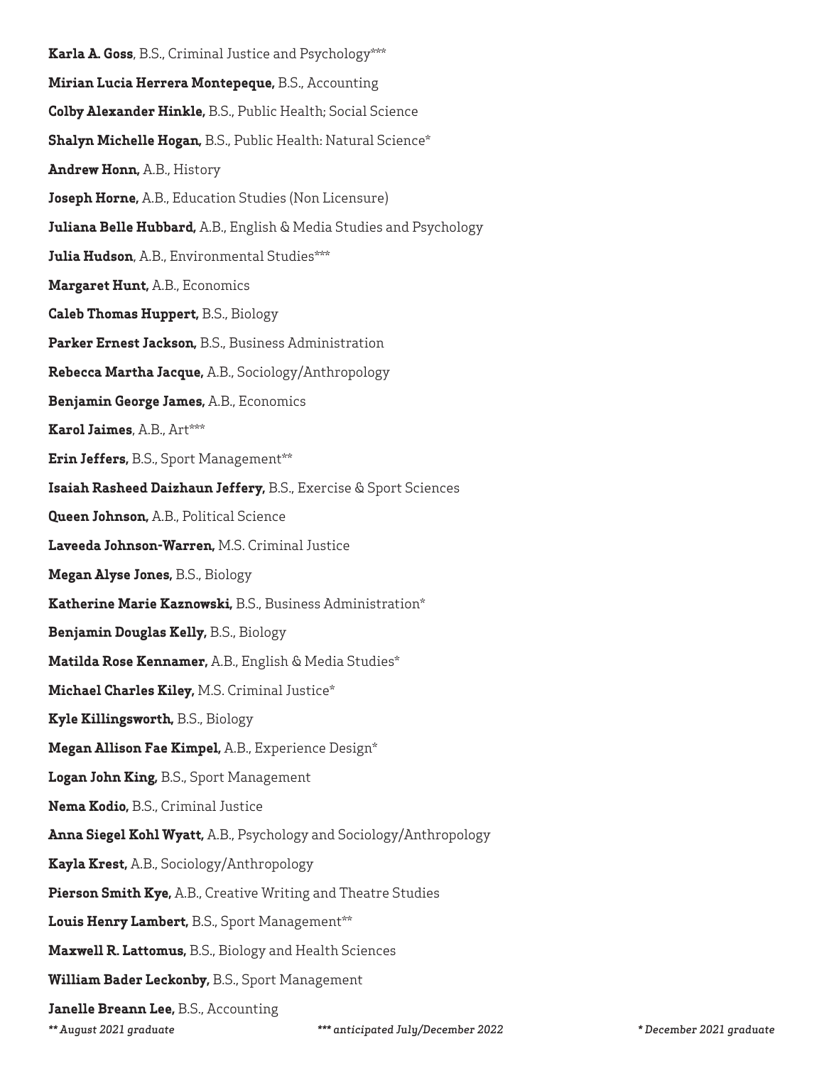**Karla A. Goss**, B.S., Criminal Justice and Psychology***

**Mirian Lucia Herrera Montepeque,** B.S., Accounting

**Colby Alexander Hinkle,** B.S., Public Health; Social Science

**Shalyn Michelle Hogan,** B.S., Public Health: Natural Science*

**Andrew Honn,** A.B., History

**Joseph Horne,** A.B., Education Studies (Non Licensure)

**Juliana Belle Hubbard,** A.B., English & Media Studies and Psychology

**Julia Hudson**, A.B., Environmental Studies***

**Margaret Hunt,** A.B., Economics

**Caleb Thomas Huppert,** B.S., Biology

**Parker Ernest Jackson,** B.S., Business Administration

**Rebecca Martha Jacque,** A.B., Sociology/Anthropology

**Benjamin George James,** A.B., Economics

**Karol Jaimes**, A.B., Art***

**Erin Jeffers,** B.S., Sport Management**

**Isaiah Rasheed Daizhaun Jeffery,** B.S., Exercise & Sport Sciences

**Queen Johnson,** A.B., Political Science

**Laveeda Johnson-Warren,** M.S. Criminal Justice

**Megan Alyse Jones,** B.S., Biology

**Katherine Marie Kaznowski,** B.S., Business Administration*

**Benjamin Douglas Kelly,** B.S., Biology

**Matilda Rose Kennamer,** A.B., English & Media Studies*

**Michael Charles Kiley,** M.S. Criminal Justice*

**Kyle Killingsworth,** B.S., Biology

**Megan Allison Fae Kimpel,** A.B., Experience Design*

**Logan John King,** B.S., Sport Management

**Nema Kodio,** B.S., Criminal Justice

**Anna Siegel Kohl Wyatt,** A.B., Psychology and Sociology/Anthropology

**Kayla Krest,** A.B., Sociology/Anthropology

**Pierson Smith Kye,** A.B., Creative Writing and Theatre Studies

**Louis Henry Lambert,** B.S., Sport Management**

**Maxwell R. Lattomus,** B.S., Biology and Health Sciences

**William Bader Leckonby,** B.S., Sport Management

**Janelle Breann Lee,** B.S., Accounting

*** August 2021 graduate*  *\*\*\* anticipated July/December 2022*  ** December 2021 graduate*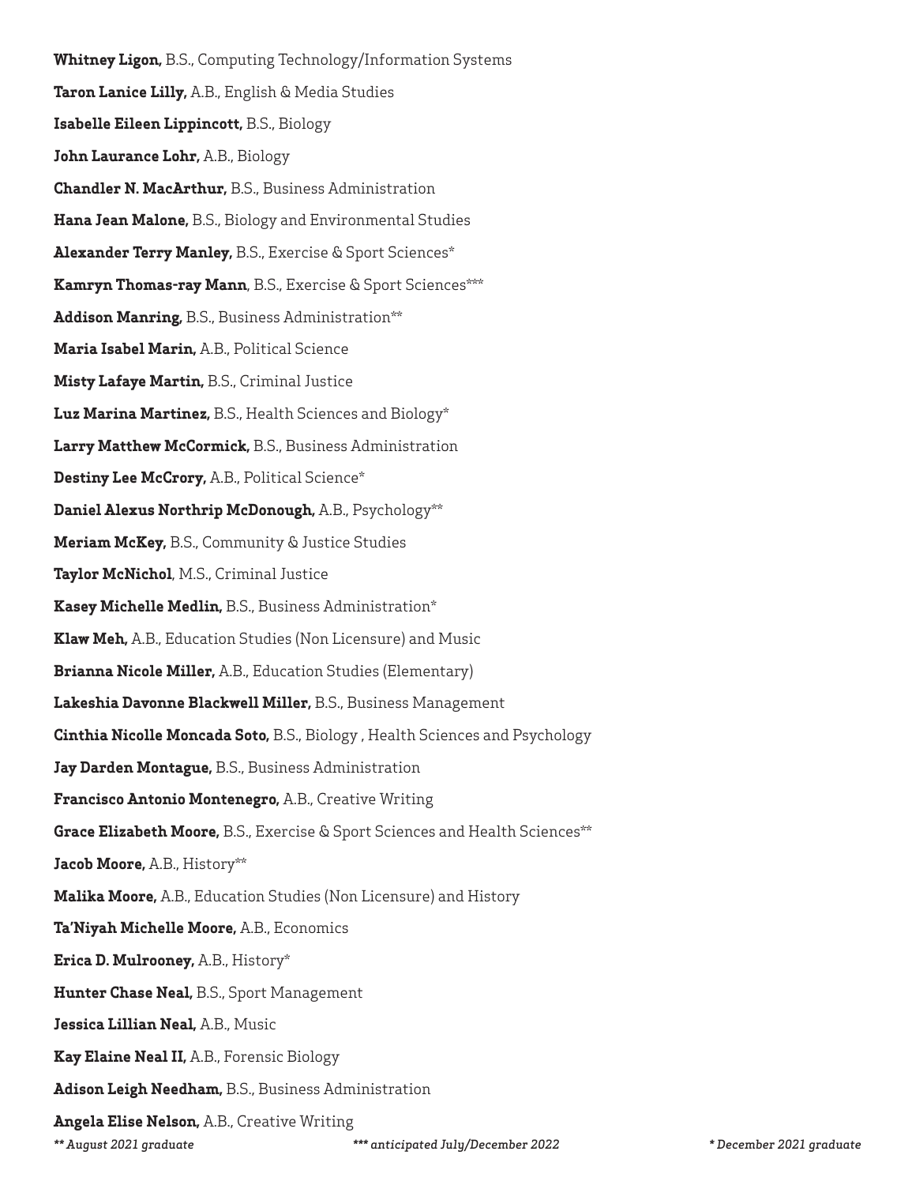**Whitney Ligon,** B.S., Computing Technology/Information Systems

**Taron Lanice Lilly,** A.B., English & Media Studies

**Isabelle Eileen Lippincott,** B.S., Biology

**John Laurance Lohr,** A.B., Biology

**Chandler N. MacArthur,** B.S., Business Administration

**Hana Jean Malone,** B.S., Biology and Environmental Studies

**Alexander Terry Manley,** B.S., Exercise & Sport Sciences*

**Kamryn Thomas-ray Mann**, B.S., Exercise & Sport Sciences***

**Addison Manring,** B.S., Business Administration**

**Maria Isabel Marin,** A.B., Political Science

**Misty Lafaye Martin,** B.S., Criminal Justice

**Luz Marina Martinez,** B.S., Health Sciences and Biology*

**Larry Matthew McCormick,** B.S., Business Administration

**Destiny Lee McCrory,** A.B., Political Science*

**Daniel Alexus Northrip McDonough,** A.B., Psychology**

**Meriam McKey,** B.S., Community & Justice Studies

**Taylor McNichol**, M.S., Criminal Justice

**Kasey Michelle Medlin,** B.S., Business Administration*

**Klaw Meh,** A.B., Education Studies (Non Licensure) and Music

**Brianna Nicole Miller,** A.B., Education Studies (Elementary)

**Lakeshia Davonne Blackwell Miller,** B.S., Business Management

**Cinthia Nicolle Moncada Soto,** B.S., Biology , Health Sciences and Psychology

**Jay Darden Montague,** B.S., Business Administration

**Francisco Antonio Montenegro,** A.B., Creative Writing

**Grace Elizabeth Moore,** B.S., Exercise & Sport Sciences and Health Sciences**

**Jacob Moore,** A.B., History**

**Malika Moore,** A.B., Education Studies (Non Licensure) and History

**Ta'Niyah Michelle Moore,** A.B., Economics

**Erica D. Mulrooney,** A.B., History*

**Hunter Chase Neal,** B.S., Sport Management

**Jessica Lillian Neal,** A.B., Music

**Kay Elaine Neal II,** A.B., Forensic Biology

**Adison Leigh Needham,** B.S., Business Administration

**Angela Elise Nelson,** A.B., Creative Writing

*** August 2021 graduate* &nbsp;&nbsp;&nbsp; **** anticipated July/December 2022* &nbsp;&nbsp;&nbsp; ** December 2021 graduate*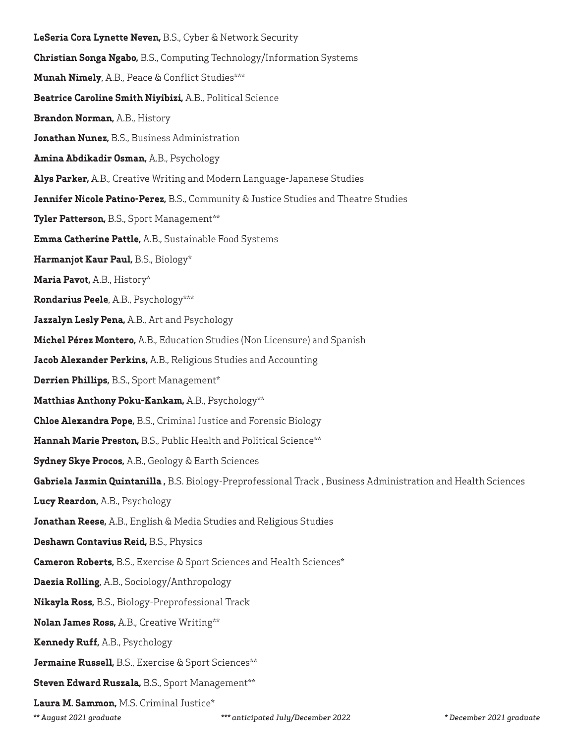**LeSeria Cora Lynette Neven,** B.S., Cyber & Network Security

**Christian Songa Ngabo,** B.S., Computing Technology/Information Systems

**Munah Nimely**, A.B., Peace & Conflict Studies***

**Beatrice Caroline Smith Niyibizi,** A.B., Political Science

**Brandon Norman,** A.B., History

**Jonathan Nunez,** B.S., Business Administration

**Amina Abdikadir Osman,** A.B., Psychology

**Alys Parker,** A.B., Creative Writing and Modern Language-Japanese Studies

**Jennifer Nicole Patino-Perez,** B.S., Community & Justice Studies and Theatre Studies

**Tyler Patterson,** B.S., Sport Management**

**Emma Catherine Pattle,** A.B., Sustainable Food Systems

**Harmanjot Kaur Paul,** B.S., Biology*

**Maria Pavot,** A.B., History*

**Rondarius Peele**, A.B., Psychology***

**Jazzalyn Lesly Pena,** A.B., Art and Psychology

**Michel Pérez Montero,** A.B., Education Studies (Non Licensure) and Spanish

**Jacob Alexander Perkins,** A.B., Religious Studies and Accounting

**Derrien Phillips,** B.S., Sport Management*

**Matthias Anthony Poku-Kankam,** A.B., Psychology**

**Chloe Alexandra Pope,** B.S., Criminal Justice and Forensic Biology

**Hannah Marie Preston,** B.S., Public Health and Political Science**

**Sydney Skye Procos,** A.B., Geology & Earth Sciences

**Gabriela Jazmin Quintanilla ,** B.S. Biology-Preprofessional Track , Business Administration and Health Sciences

**Lucy Reardon,** A.B., Psychology

**Jonathan Reese,** A.B., English & Media Studies and Religious Studies

**Deshawn Contavius Reid,** B.S., Physics

**Cameron Roberts,** B.S., Exercise & Sport Sciences and Health Sciences*

**Daezia Rolling**, A.B., Sociology/Anthropology

**Nikayla Ross,** B.S., Biology-Preprofessional Track

**Nolan James Ross,** A.B., Creative Writing**

**Kennedy Ruff,** A.B., Psychology

**Jermaine Russell,** B.S., Exercise & Sport Sciences**

**Steven Edward Ruszala,** B.S., Sport Management**

**Laura M. Sammon,** M.S. Criminal Justice*

*** August 2021 graduate*  *** anticipated July/December 2022*  ** December 2021 graduate*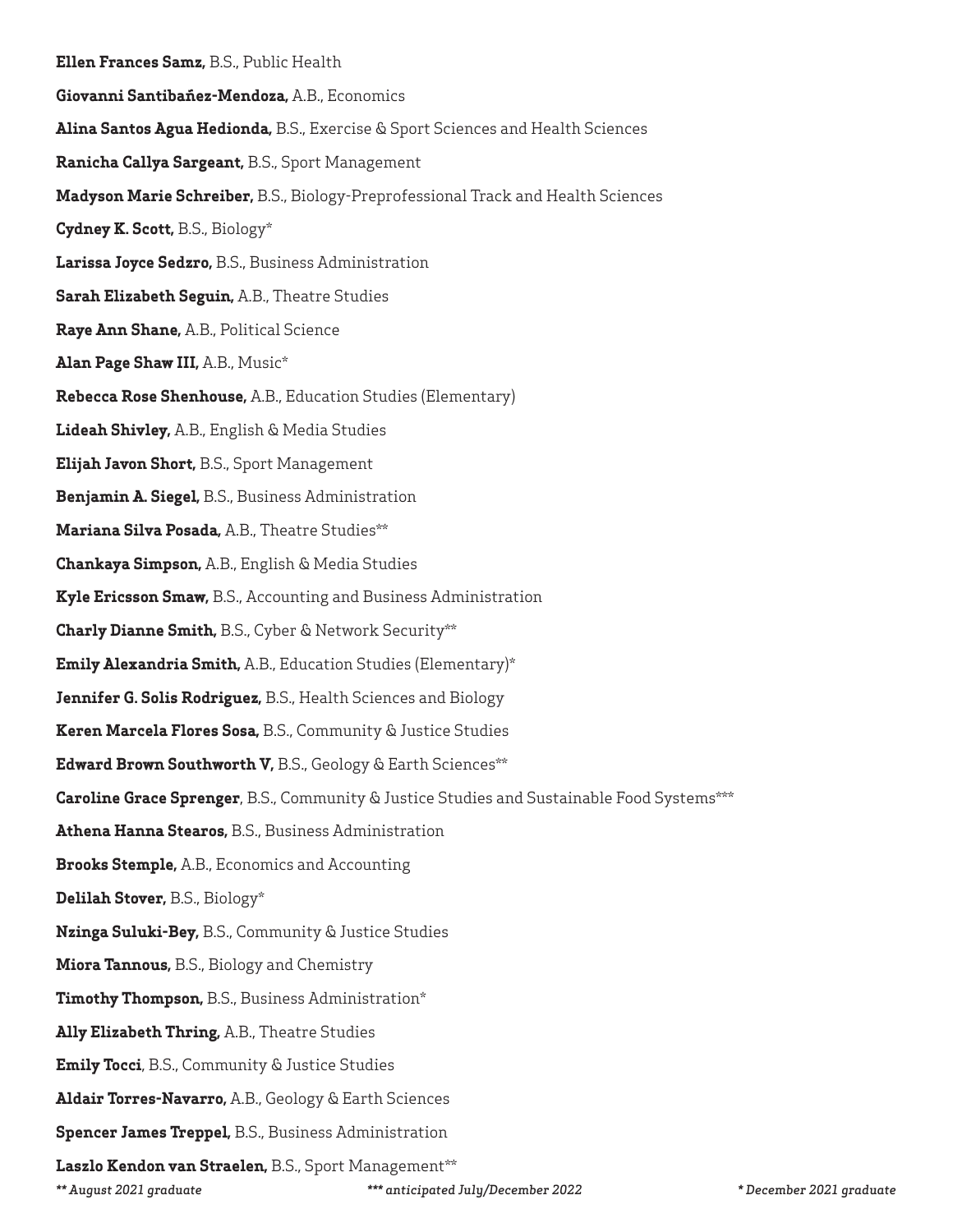**Ellen Frances Samz,** B.S., Public Health

**Giovanni Santibañez-Mendoza,** A.B., Economics

**Alina Santos Agua Hedionda,** B.S., Exercise & Sport Sciences and Health Sciences

**Ranicha Callya Sargeant,** B.S., Sport Management

**Madyson Marie Schreiber,** B.S., Biology-Preprofessional Track and Health Sciences

**Cydney K. Scott,** B.S., Biology*

**Larissa Joyce Sedzro,** B.S., Business Administration

**Sarah Elizabeth Seguin,** A.B., Theatre Studies

**Raye Ann Shane,** A.B., Political Science

**Alan Page Shaw III,** A.B., Music*

**Rebecca Rose Shenhouse,** A.B., Education Studies (Elementary)

**Lideah Shivley,** A.B., English & Media Studies

**Elijah Javon Short,** B.S., Sport Management

**Benjamin A. Siegel,** B.S., Business Administration

**Mariana Silva Posada,** A.B., Theatre Studies**

**Chankaya Simpson,** A.B., English & Media Studies

**Kyle Ericsson Smaw,** B.S., Accounting and Business Administration

**Charly Dianne Smith,** B.S., Cyber & Network Security**

**Emily Alexandria Smith,** A.B., Education Studies (Elementary)*

**Jennifer G. Solis Rodriguez,** B.S., Health Sciences and Biology

**Keren Marcela Flores Sosa,** B.S., Community & Justice Studies

**Edward Brown Southworth V,** B.S., Geology & Earth Sciences**

**Caroline Grace Sprenger**, B.S., Community & Justice Studies and Sustainable Food Systems***

**Athena Hanna Stearos,** B.S., Business Administration

**Brooks Stemple,** A.B., Economics and Accounting

**Delilah Stover,** B.S., Biology*

**Nzinga Suluki-Bey,** B.S., Community & Justice Studies

**Miora Tannous,** B.S., Biology and Chemistry

**Timothy Thompson,** B.S., Business Administration*

**Ally Elizabeth Thring,** A.B., Theatre Studies

**Emily Tocci**, B.S., Community & Justice Studies

**Aldair Torres-Navarro,** A.B., Geology & Earth Sciences

**Spencer James Treppel,** B.S., Business Administration

**Laszlo Kendon van Straelen,** B.S., Sport Management**

*** August 2021 graduate*** — ****** anticipated July/December 2022*** — *** December 2021 graduate*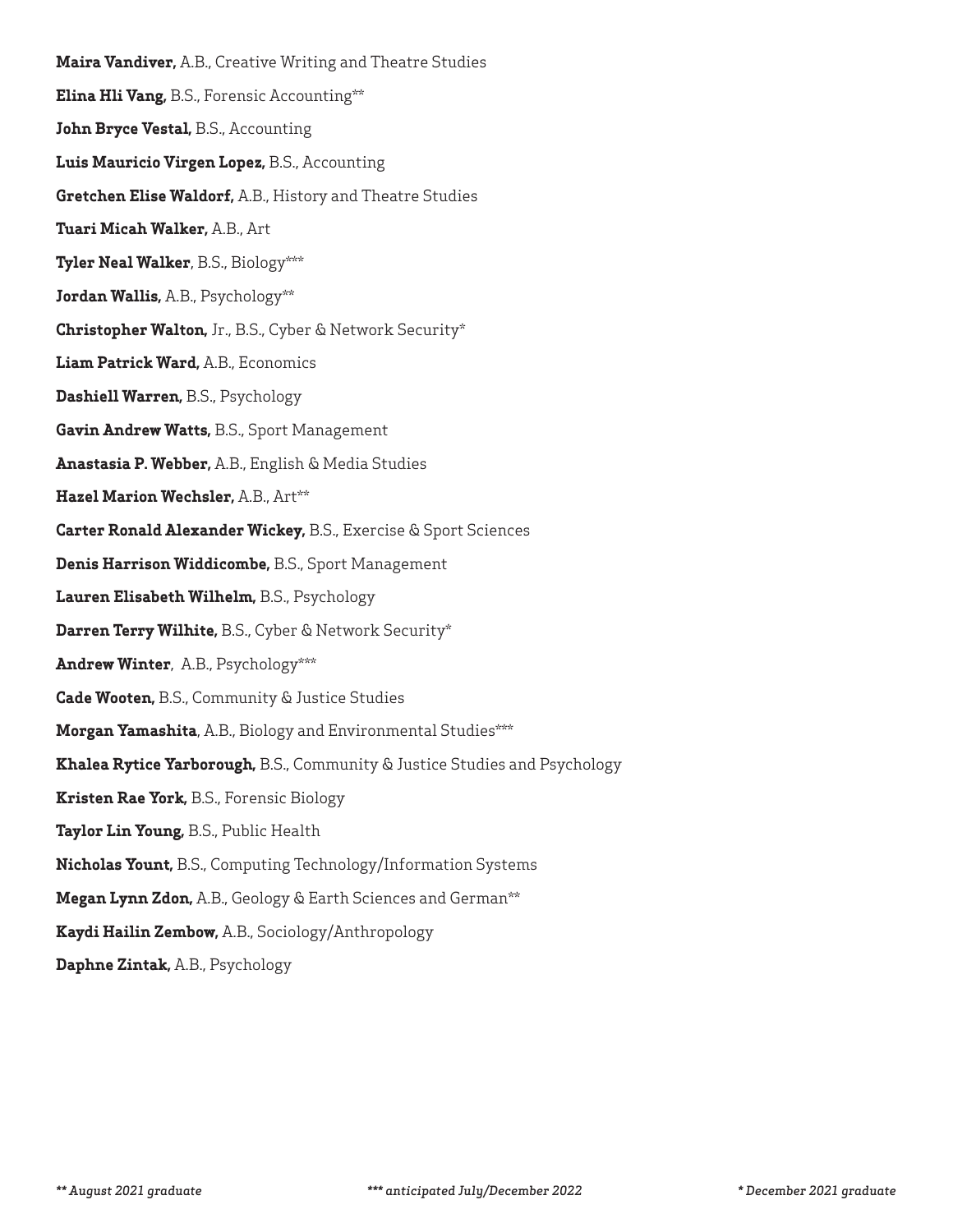**Maira Vandiver,** A.B., Creative Writing and Theatre Studies

**Elina Hli Vang,** B.S., Forensic Accounting**

**John Bryce Vestal,** B.S., Accounting

**Luis Mauricio Virgen Lopez,** B.S., Accounting

**Gretchen Elise Waldorf,** A.B., History and Theatre Studies

**Tuari Micah Walker,** A.B., Art

**Tyler Neal Walker**, B.S., Biology***

**Jordan Wallis,** A.B., Psychology**

**Christopher Walton,** Jr., B.S., Cyber & Network Security*

**Liam Patrick Ward,** A.B., Economics

**Dashiell Warren,** B.S., Psychology

**Gavin Andrew Watts,** B.S., Sport Management

**Anastasia P. Webber,** A.B., English & Media Studies

**Hazel Marion Wechsler,** A.B., Art**

**Carter Ronald Alexander Wickey,** B.S., Exercise & Sport Sciences

**Denis Harrison Widdicombe,** B.S., Sport Management

**Lauren Elisabeth Wilhelm,** B.S., Psychology

**Darren Terry Wilhite,** B.S., Cyber & Network Security*

**Andrew Winter**, A.B., Psychology***

**Cade Wooten,** B.S., Community & Justice Studies

**Morgan Yamashita**, A.B., Biology and Environmental Studies***

**Khalea Rytice Yarborough,** B.S., Community & Justice Studies and Psychology

**Kristen Rae York,** B.S., Forensic Biology

**Taylor Lin Young,** B.S., Public Health

**Nicholas Yount,** B.S., Computing Technology/Information Systems

**Megan Lynn Zdon,** A.B., Geology & Earth Sciences and German**

**Kaydi Hailin Zembow,** A.B., Sociology/Anthropology

**Daphne Zintak,** A.B., Psychology

*\*\* August 2021 graduate*

*\*\*\* anticipated July/December 2022*

*\* December 2021 graduate*